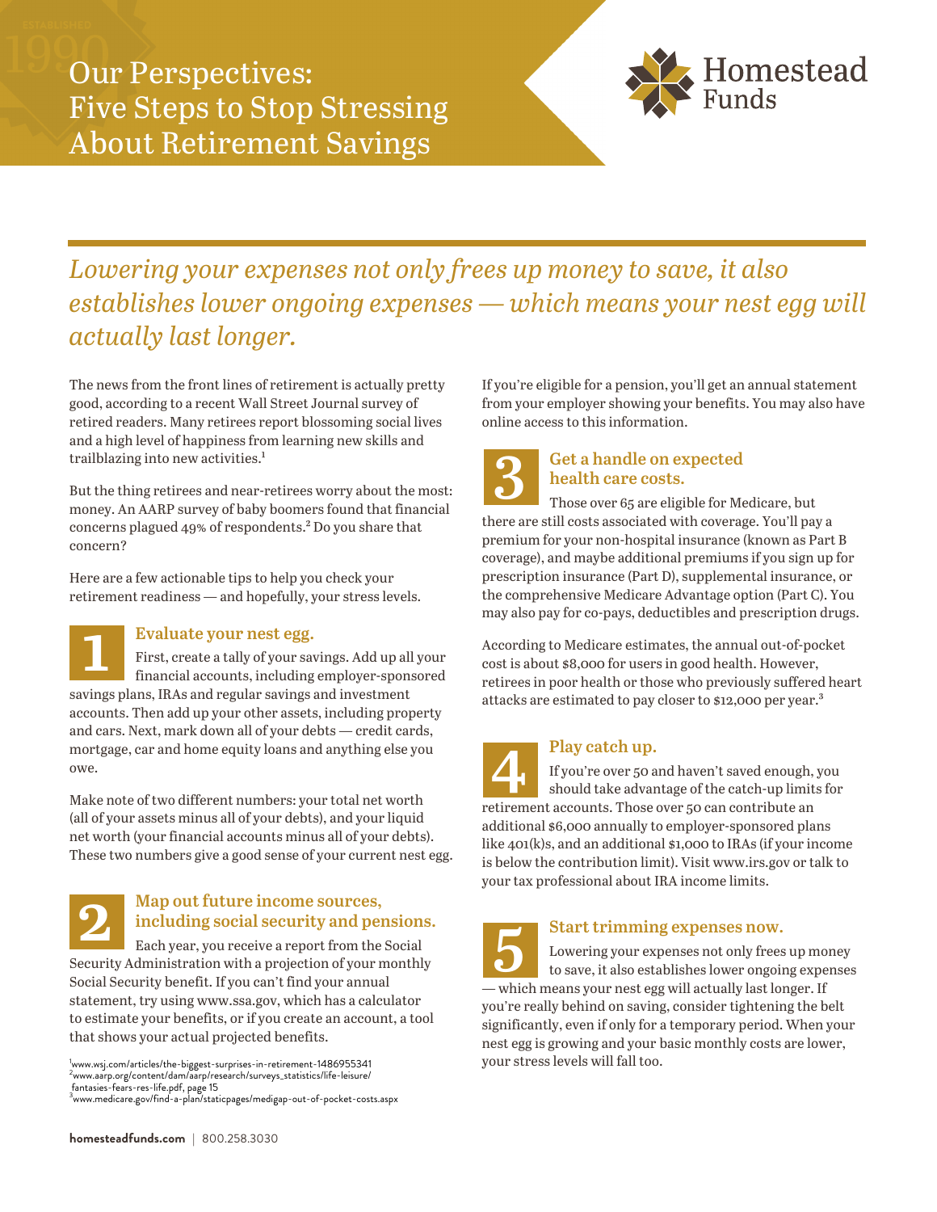# Our Perspectives: Five Steps to Stop Stressing About Retirement Savings

Homestead Funds

*Lowering your expenses not only frees up money to save, it also establishes lower ongoing expenses — which means your nest egg will actually last longer.*

The news from the front lines of retirement is actually pretty good, according to a recent Wall Street Journal survey of retired readers. Many retirees report blossoming social lives and a high level of happiness from learning new skills and trailblazing into new activities.[1]

But the thing retirees and near-retirees worry about the most: money. An AARP survey of baby boomers found that financial concerns plagued 49% of respondents.[2] Do you share that concern?

Here are a few actionable tips to help you check your retirement readiness — and hopefully, your stress levels.

## 1 Evaluate your nest egg.

First, create a tally of your savings. Add up all your financial accounts, including employer-sponsored savings plans, IRAs and regular savings and investment accounts. Then add up your other assets, including property and cars. Next, mark down all of your debts — credit cards, mortgage, car and home equity loans and anything else you owe.

Make note of two different numbers: your total net worth (all of your assets minus all of your debts), and your liquid net worth (your financial accounts minus all of your debts). These two numbers give a good sense of your current nest egg.

## 2 Map out future income sources, including social security and pensions.

Each year, you receive a report from the Social Security Administration with a projection of your monthly Social Security benefit. If you can't find your annual statement, try using www.ssa.gov, which has a calculator to estimate your benefits, or if you create an account, a tool that shows your actual projected benefits.

If you're eligible for a pension, you'll get an annual statement from your employer showing your benefits. You may also have online access to this information.

## 3 Get a handle on expected health care costs.

Those over 65 are eligible for Medicare, but there are still costs associated with coverage. You'll pay a premium for your non-hospital insurance (known as Part B coverage), and maybe additional premiums if you sign up for prescription insurance (Part D), supplemental insurance, or the comprehensive Medicare Advantage option (Part C). You may also pay for co-pays, deductibles and prescription drugs.

According to Medicare estimates, the annual out-of-pocket cost is about $8,000 for users in good health. However, retirees in poor health or those who previously suffered heart attacks are estimated to pay closer to $12,000 per year.[3]

## 4 Play catch up.

If you're over 50 and haven't saved enough, you should take advantage of the catch-up limits for retirement accounts. Those over 50 can contribute an additional $6,000 annually to employer-sponsored plans like 401(k)s, and an additional $1,000 to IRAs (if your income is below the contribution limit). Visit www.irs.gov or talk to your tax professional about IRA income limits.

## 5 Start trimming expenses now.

Lowering your expenses not only frees up money to save, it also establishes lower ongoing expenses — which means your nest egg will actually last longer. If you're really behind on saving, consider tightening the belt significantly, even if only for a temporary period. When your nest egg is growing and your basic monthly costs are lower, your stress levels will fall too.

[1] www.wsj.com/articles/the-biggest-surprises-in-retirement-1486955341
[2] www.aarp.org/content/dam/aarp/research/surveys_statistics/life-leisure/fantasies-fears-res-life.pdf, page 15
[3] www.medicare.gov/find-a-plan/staticpages/medigap-out-of-pocket-costs.aspx

**homesteadfunds.com** | 800.258.3030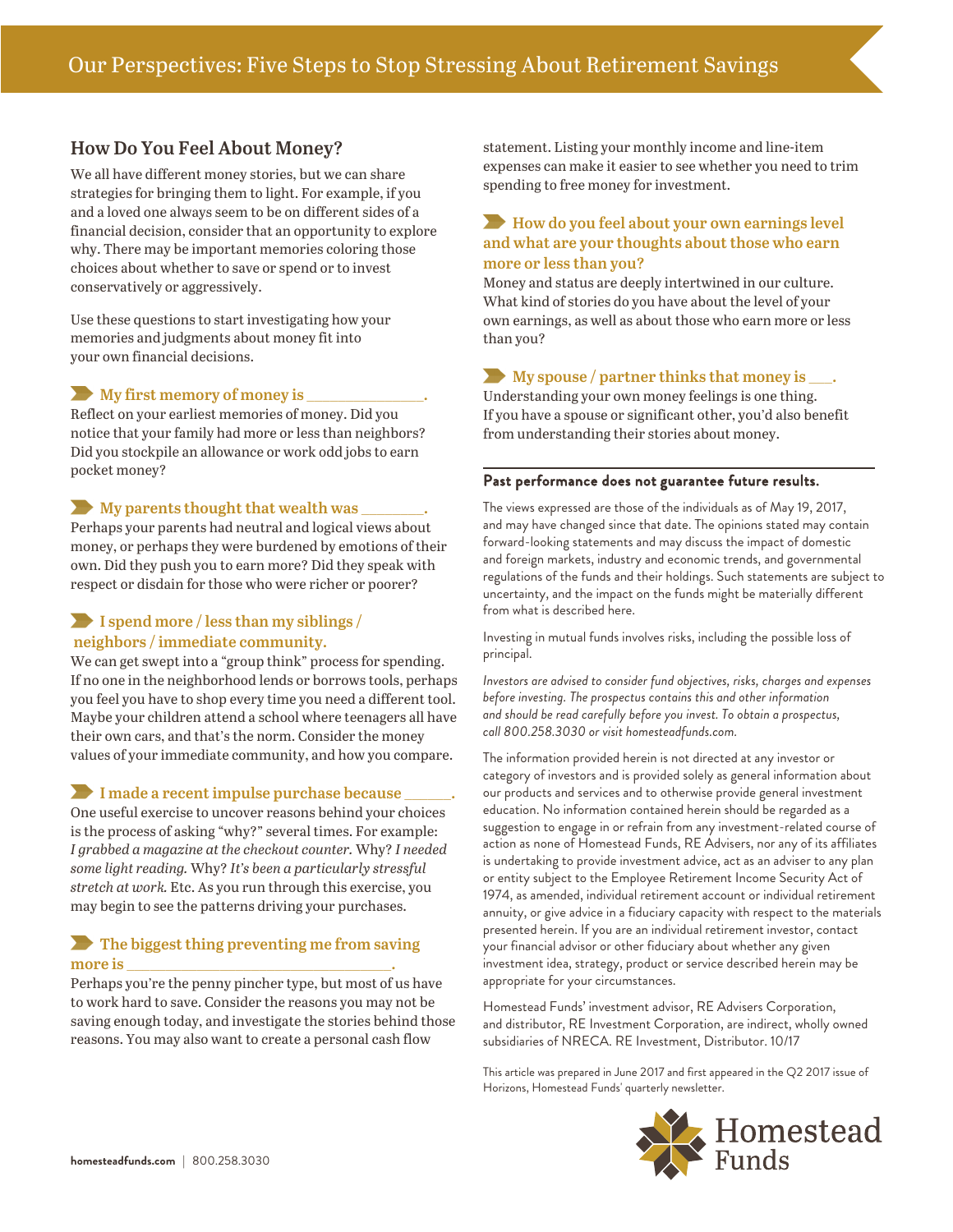# Our Perspectives: Five Steps to Stop Stressing About Retirement Savings

## How Do You Feel About Money?

We all have different money stories, but we can share strategies for bringing them to light. For example, if you and a loved one always seem to be on different sides of a financial decision, consider that an opportunity to explore why. There may be important memories coloring those choices about whether to save or spend or to invest conservatively or aggressively.

Use these questions to start investigating how your memories and judgments about money fit into your own financial decisions.

### My first memory of money is _______________.

Reflect on your earliest memories of money. Did you notice that your family had more or less than neighbors? Did you stockpile an allowance or work odd jobs to earn pocket money?

### My parents thought that wealth was ________.

Perhaps your parents had neutral and logical views about money, or perhaps they were burdened by emotions of their own. Did they push you to earn more? Did they speak with respect or disdain for those who were richer or poorer?

### I spend more / less than my siblings / neighbors / immediate community.

We can get swept into a "group think" process for spending. If no one in the neighborhood lends or borrows tools, perhaps you feel you have to shop every time you need a different tool. Maybe your children attend a school where teenagers all have their own cars, and that's the norm. Consider the money values of your immediate community, and how you compare.

### I made a recent impulse purchase because ______.

One useful exercise to uncover reasons behind your choices is the process of asking "why?" several times. For example: *I grabbed a magazine at the checkout counter.* Why? *I needed some light reading.* Why? *It's been a particularly stressful stretch at work.* Etc. As you run through this exercise, you may begin to see the patterns driving your purchases.

### The biggest thing preventing me from saving more is __________________________________.

Perhaps you're the penny pincher type, but most of us have to work hard to save. Consider the reasons you may not be saving enough today, and investigate the stories behind those reasons. You may also want to create a personal cash flow statement. Listing your monthly income and line-item expenses can make it easier to see whether you need to trim spending to free money for investment.

### How do you feel about your own earnings level and what are your thoughts about those who earn more or less than you?

Money and status are deeply intertwined in our culture. What kind of stories do you have about the level of your own earnings, as well as about those who earn more or less than you?

### My spouse / partner thinks that money is ___.

Understanding your own money feelings is one thing. If you have a spouse or significant other, you'd also benefit from understanding their stories about money.

---

**Past performance does not guarantee future results.**

The views expressed are those of the individuals as of May 19, 2017, and may have changed since that date. The opinions stated may contain forward-looking statements and may discuss the impact of domestic and foreign markets, industry and economic trends, and governmental regulations of the funds and their holdings. Such statements are subject to uncertainty, and the impact on the funds might be materially different from what is described here.

Investing in mutual funds involves risks, including the possible loss of principal.

*Investors are advised to consider fund objectives, risks, charges and expenses before investing. The prospectus contains this and other information and should be read carefully before you invest. To obtain a prospectus, call 800.258.3030 or visit homesteadfunds.com.*

The information provided herein is not directed at any investor or category of investors and is provided solely as general information about our products and services and to otherwise provide general investment education. No information contained herein should be regarded as a suggestion to engage in or refrain from any investment-related course of action as none of Homestead Funds, RE Advisers, nor any of its affiliates is undertaking to provide investment advice, act as an adviser to any plan or entity subject to the Employee Retirement Income Security Act of 1974, as amended, individual retirement account or individual retirement annuity, or give advice in a fiduciary capacity with respect to the materials presented herein. If you are an individual retirement investor, contact your financial advisor or other fiduciary about whether any given investment idea, strategy, product or service described herein may be appropriate for your circumstances.

Homestead Funds' investment advisor, RE Advisers Corporation, and distributor, RE Investment Corporation, are indirect, wholly owned subsidiaries of NRECA. RE Investment, Distributor. 10/17

This article was prepared in June 2017 and first appeared in the Q2 2017 issue of Horizons, Homestead Funds' quarterly newsletter.

Homestead Funds

**homesteadfunds.com** | 800.258.3030